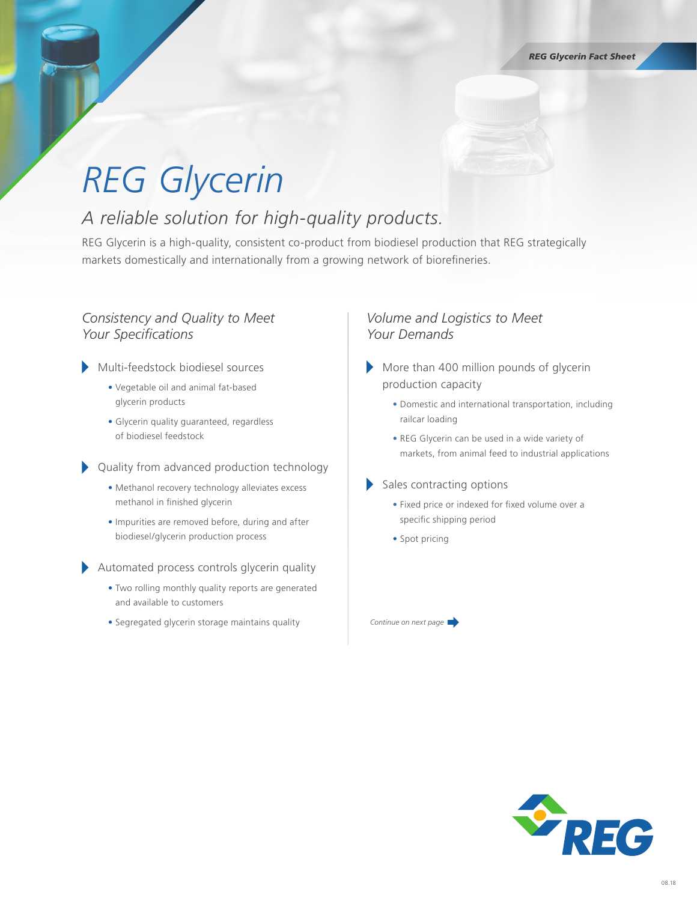# REG Glycerin

## *A reliable solution for high-quality products.*

REG Glycerin is a high-quality, consistent co-product from biodiesel production that REG strategically markets domestically and internationally from a growing network of biorefineries.

### *Consistency and Quality to Meet Your Specifications*

- Multi-feedstock biodiesel sources
  - Vegetable oil and animal fat-based glycerin products
  - Glycerin quality guaranteed, regardless of biodiesel feedstock
- Quality from advanced production technology
  - Methanol recovery technology alleviates excess methanol in finished glycerin
  - Impurities are removed before, during and after biodiesel/glycerin production process
- Automated process controls glycerin quality
  - Two rolling monthly quality reports are generated and available to customers
  - Segregated glycerin storage maintains quality

### *Volume and Logistics to Meet Your Demands*

- More than 400 million pounds of glycerin production capacity
  - Domestic and international transportation, including railcar loading
  - REG Glycerin can be used in a wide variety of markets, from animal feed to industrial applications
- Sales contracting options
  - Fixed price or indexed for fixed volume over a specific shipping period
  - Spot pricing

*Continue on next page*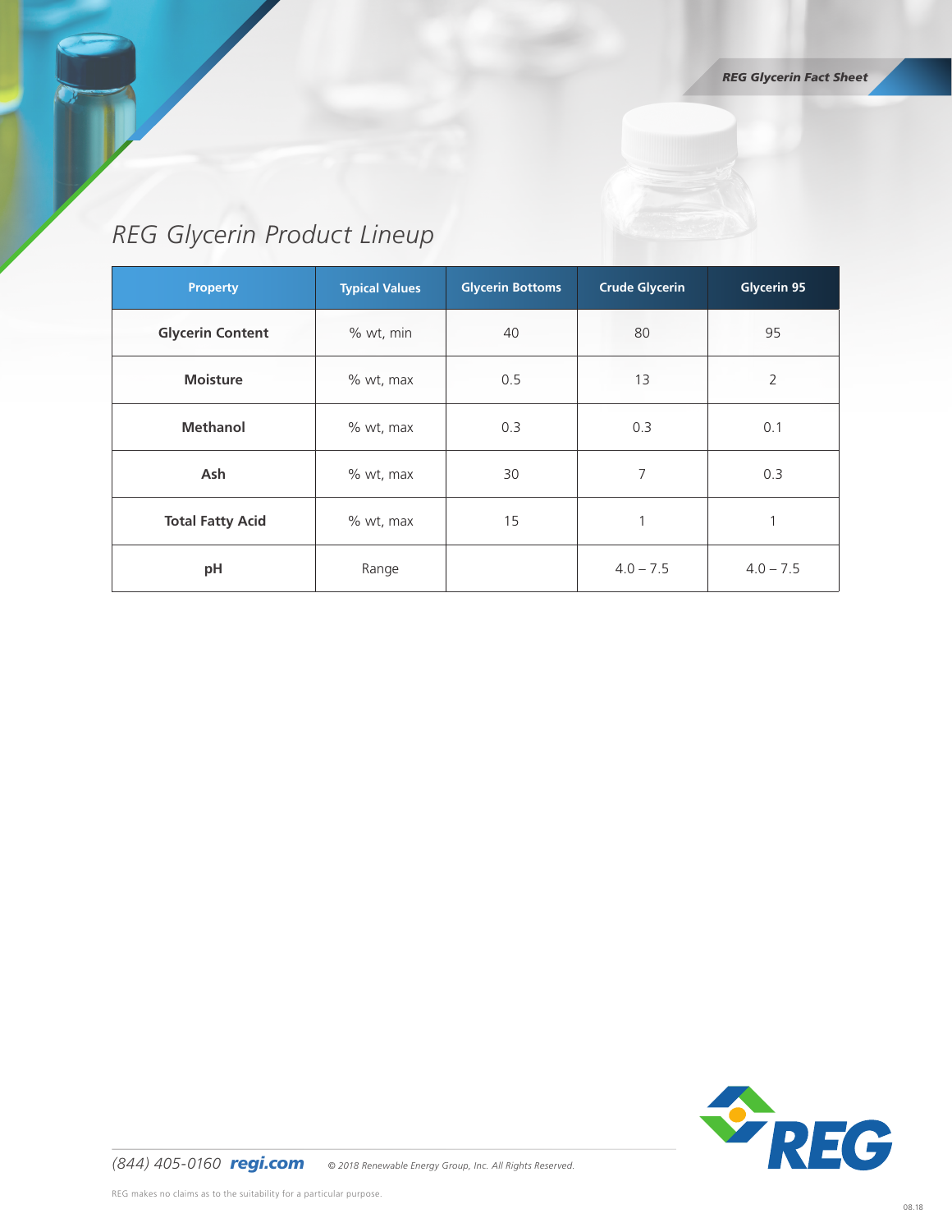## REG Glycerin Product Lineup

| Property | Typical Values | Glycerin Bottoms | Crude Glycerin | Glycerin 95 |
|---|---|---|---|---|
| **Glycerin Content** | % wt, min | 40 | 80 | 95 |
| **Moisture** | % wt, max | 0.5 | 13 | 2 |
| **Methanol** | % wt, max | 0.3 | 0.3 | 0.1 |
| **Ash** | % wt, max | 30 | 7 | 0.3 |
| **Total Fatty Acid** | % wt, max | 15 | 1 | 1 |
| **pH** | Range | | 4.0 – 7.5 | 4.0 – 7.5 |

*(844) 405-0160* **regi.com** *© 2018 Renewable Energy Group, Inc. All Rights Reserved.*

REG makes no claims as to the suitability for a particular purpose.

08.18